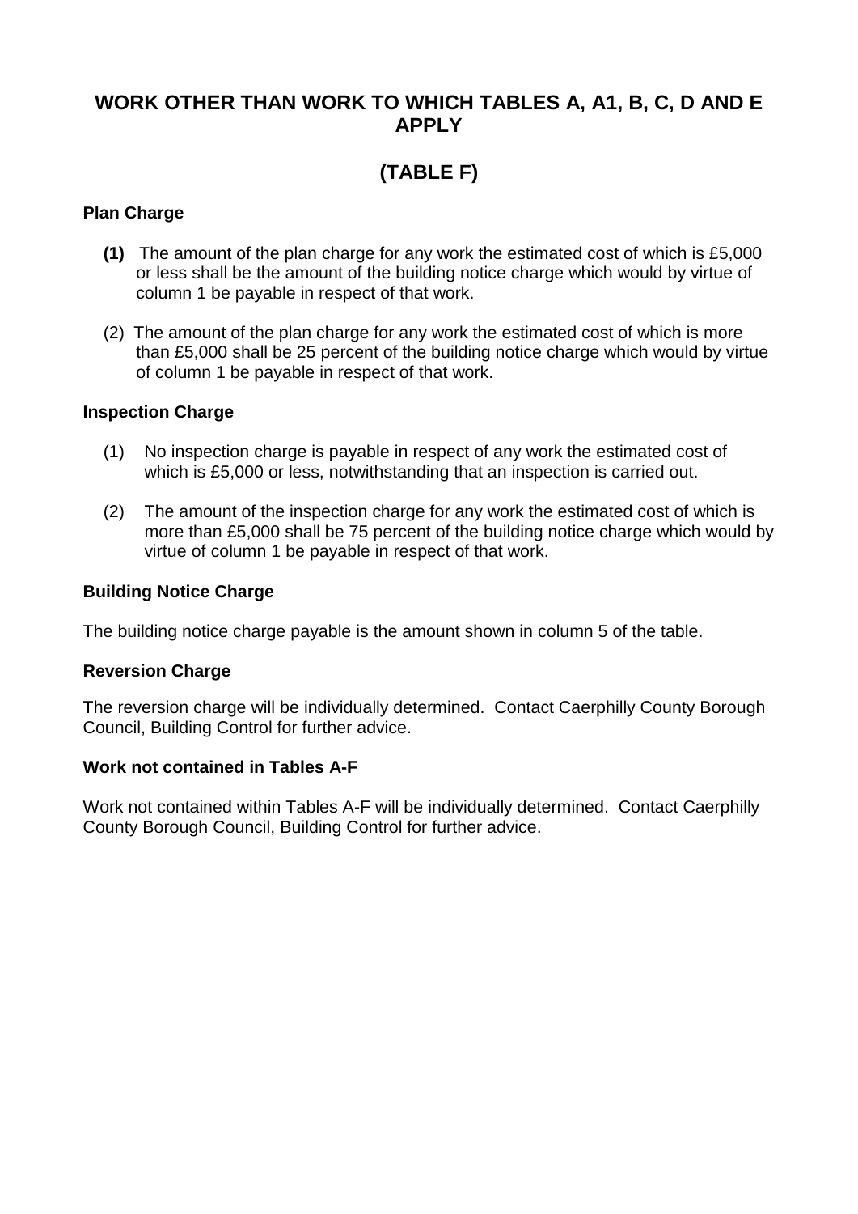# WORK OTHER THAN WORK TO WHICH TABLES A, A1, B, C, D AND E APPLY

# (TABLE F)

### Plan Charge

**(1)** The amount of the plan charge for any work the estimated cost of which is £5,000 or less shall be the amount of the building notice charge which would by virtue of column 1 be payable in respect of that work.

(2) The amount of the plan charge for any work the estimated cost of which is more than £5,000 shall be 25 percent of the building notice charge which would by virtue of column 1 be payable in respect of that work.

### Inspection Charge

(1) No inspection charge is payable in respect of any work the estimated cost of which is £5,000 or less, notwithstanding that an inspection is carried out.

(2) The amount of the inspection charge for any work the estimated cost of which is more than £5,000 shall be 75 percent of the building notice charge which would by virtue of column 1 be payable in respect of that work.

### Building Notice Charge

The building notice charge payable is the amount shown in column 5 of the table.

### Reversion Charge

The reversion charge will be individually determined. Contact Caerphilly County Borough Council, Building Control for further advice.

### Work not contained in Tables A-F

Work not contained within Tables A-F will be individually determined. Contact Caerphilly County Borough Council, Building Control for further advice.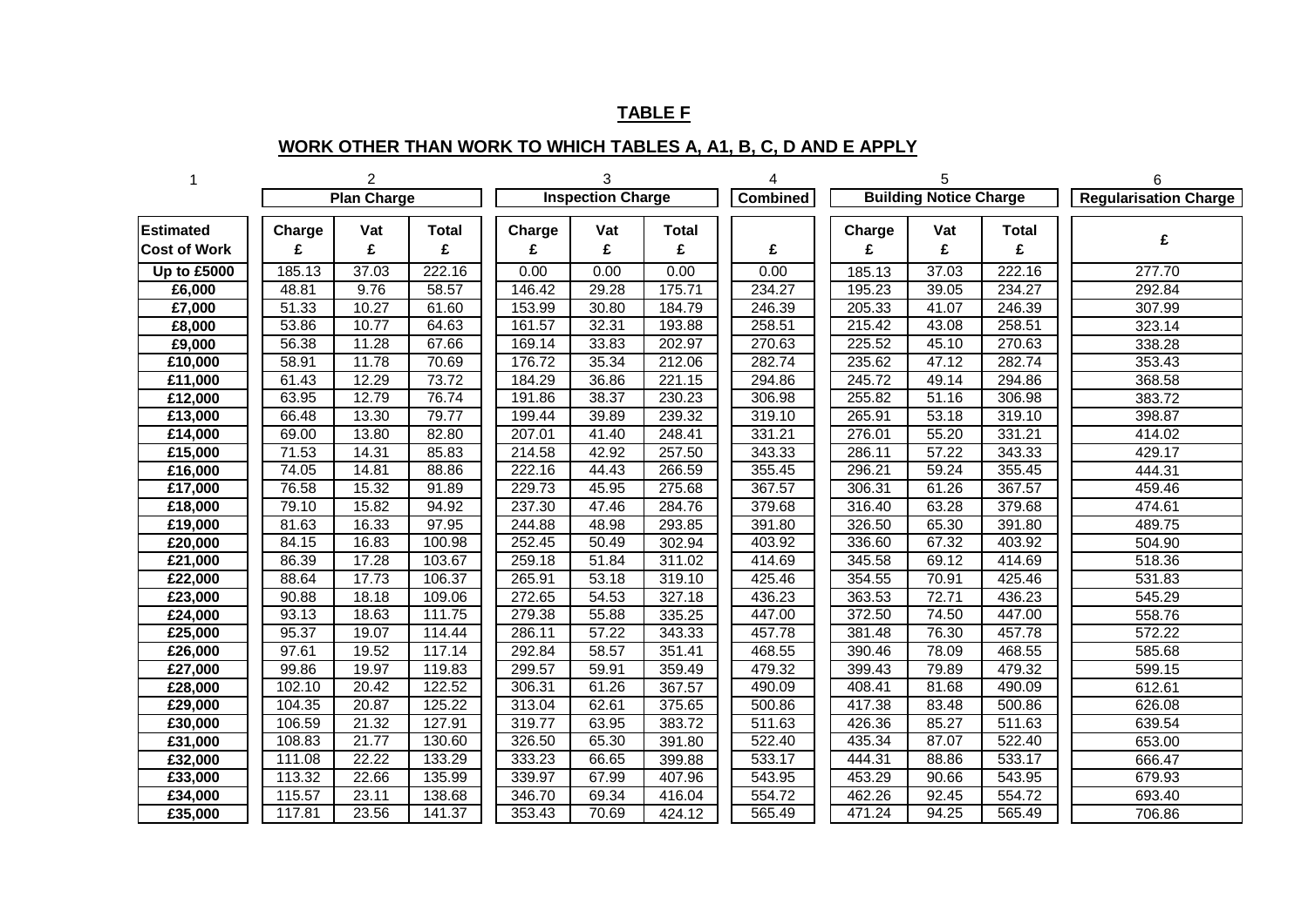## TABLE F

## WORK OTHER THAN WORK TO WHICH TABLES A, A1, B, C, D AND E APPLY

| 1 | 2 | | | 3 | | | 4 | 5 | | | 6 |
|---|---|---|---|---|---|---|---|---|---|---|---|
| | Plan Charge | | | Inspection Charge | | | Combined | Building Notice Charge | | | Regularisation Charge |
| Estimated Cost of Work | Charge £ | Vat £ | Total £ | Charge £ | Vat £ | Total £ | £ | Charge £ | Vat £ | Total £ | £ |
| Up to £5000 | 185.13 | 37.03 | 222.16 | 0.00 | 0.00 | 0.00 | 0.00 | 185.13 | 37.03 | 222.16 | 277.70 |
| £6,000 | 48.81 | 9.76 | 58.57 | 146.42 | 29.28 | 175.71 | 234.27 | 195.23 | 39.05 | 234.27 | 292.84 |
| £7,000 | 51.33 | 10.27 | 61.60 | 153.99 | 30.80 | 184.79 | 246.39 | 205.33 | 41.07 | 246.39 | 307.99 |
| £8,000 | 53.86 | 10.77 | 64.63 | 161.57 | 32.31 | 193.88 | 258.51 | 215.42 | 43.08 | 258.51 | 323.14 |
| £9,000 | 56.38 | 11.28 | 67.66 | 169.14 | 33.83 | 202.97 | 270.63 | 225.52 | 45.10 | 270.63 | 338.28 |
| £10,000 | 58.91 | 11.78 | 70.69 | 176.72 | 35.34 | 212.06 | 282.74 | 235.62 | 47.12 | 282.74 | 353.43 |
| £11,000 | 61.43 | 12.29 | 73.72 | 184.29 | 36.86 | 221.15 | 294.86 | 245.72 | 49.14 | 294.86 | 368.58 |
| £12,000 | 63.95 | 12.79 | 76.74 | 191.86 | 38.37 | 230.23 | 306.98 | 255.82 | 51.16 | 306.98 | 383.72 |
| £13,000 | 66.48 | 13.30 | 79.77 | 199.44 | 39.89 | 239.32 | 319.10 | 265.91 | 53.18 | 319.10 | 398.87 |
| £14,000 | 69.00 | 13.80 | 82.80 | 207.01 | 41.40 | 248.41 | 331.21 | 276.01 | 55.20 | 331.21 | 414.02 |
| £15,000 | 71.53 | 14.31 | 85.83 | 214.58 | 42.92 | 257.50 | 343.33 | 286.11 | 57.22 | 343.33 | 429.17 |
| £16,000 | 74.05 | 14.81 | 88.86 | 222.16 | 44.43 | 266.59 | 355.45 | 296.21 | 59.24 | 355.45 | 444.31 |
| £17,000 | 76.58 | 15.32 | 91.89 | 229.73 | 45.95 | 275.68 | 367.57 | 306.31 | 61.26 | 367.57 | 459.46 |
| £18,000 | 79.10 | 15.82 | 94.92 | 237.30 | 47.46 | 284.76 | 379.68 | 316.40 | 63.28 | 379.68 | 474.61 |
| £19,000 | 81.63 | 16.33 | 97.95 | 244.88 | 48.98 | 293.85 | 391.80 | 326.50 | 65.30 | 391.80 | 489.75 |
| £20,000 | 84.15 | 16.83 | 100.98 | 252.45 | 50.49 | 302.94 | 403.92 | 336.60 | 67.32 | 403.92 | 504.90 |
| £21,000 | 86.39 | 17.28 | 103.67 | 259.18 | 51.84 | 311.02 | 414.69 | 345.58 | 69.12 | 414.69 | 518.36 |
| £22,000 | 88.64 | 17.73 | 106.37 | 265.91 | 53.18 | 319.10 | 425.46 | 354.55 | 70.91 | 425.46 | 531.83 |
| £23,000 | 90.88 | 18.18 | 109.06 | 272.65 | 54.53 | 327.18 | 436.23 | 363.53 | 72.71 | 436.23 | 545.29 |
| £24,000 | 93.13 | 18.63 | 111.75 | 279.38 | 55.88 | 335.25 | 447.00 | 372.50 | 74.50 | 447.00 | 558.76 |
| £25,000 | 95.37 | 19.07 | 114.44 | 286.11 | 57.22 | 343.33 | 457.78 | 381.48 | 76.30 | 457.78 | 572.22 |
| £26,000 | 97.61 | 19.52 | 117.14 | 292.84 | 58.57 | 351.41 | 468.55 | 390.46 | 78.09 | 468.55 | 585.68 |
| £27,000 | 99.86 | 19.97 | 119.83 | 299.57 | 59.91 | 359.49 | 479.32 | 399.43 | 79.89 | 479.32 | 599.15 |
| £28,000 | 102.10 | 20.42 | 122.52 | 306.31 | 61.26 | 367.57 | 490.09 | 408.41 | 81.68 | 490.09 | 612.61 |
| £29,000 | 104.35 | 20.87 | 125.22 | 313.04 | 62.61 | 375.65 | 500.86 | 417.38 | 83.48 | 500.86 | 626.08 |
| £30,000 | 106.59 | 21.32 | 127.91 | 319.77 | 63.95 | 383.72 | 511.63 | 426.36 | 85.27 | 511.63 | 639.54 |
| £31,000 | 108.83 | 21.77 | 130.60 | 326.50 | 65.30 | 391.80 | 522.40 | 435.34 | 87.07 | 522.40 | 653.00 |
| £32,000 | 111.08 | 22.22 | 133.29 | 333.23 | 66.65 | 399.88 | 533.17 | 444.31 | 88.86 | 533.17 | 666.47 |
| £33,000 | 113.32 | 22.66 | 135.99 | 339.97 | 67.99 | 407.96 | 543.95 | 453.29 | 90.66 | 543.95 | 679.93 |
| £34,000 | 115.57 | 23.11 | 138.68 | 346.70 | 69.34 | 416.04 | 554.72 | 462.26 | 92.45 | 554.72 | 693.40 |
| £35,000 | 117.81 | 23.56 | 141.37 | 353.43 | 70.69 | 424.12 | 565.49 | 471.24 | 94.25 | 565.49 | 706.86 |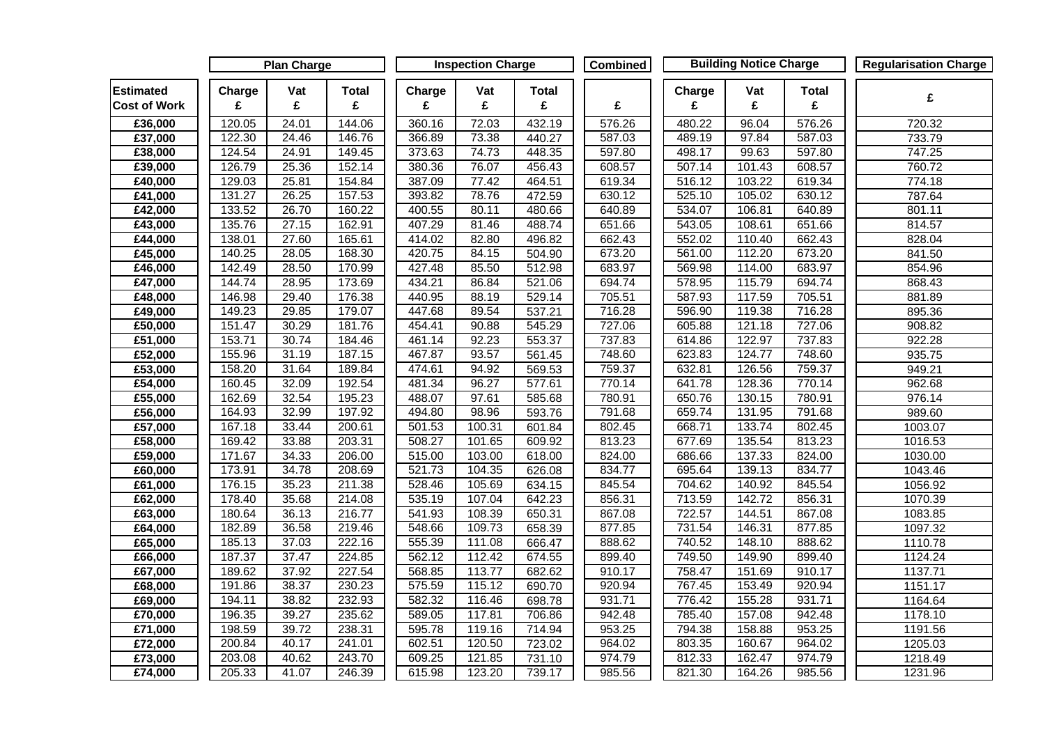| Estimated Cost of Work | Plan Charge | | | Inspection Charge | | | Combined | Building Notice Charge | | | Regularisation Charge |
|---|---|---|---|---|---|---|---|---|---|---|---|
| | Charge £ | Vat £ | Total £ | Charge £ | Vat £ | Total £ | £ | Charge £ | Vat £ | Total £ | £ |
| £36,000 | 120.05 | 24.01 | 144.06 | 360.16 | 72.03 | 432.19 | 576.26 | 480.22 | 96.04 | 576.26 | 720.32 |
| £37,000 | 122.30 | 24.46 | 146.76 | 366.89 | 73.38 | 440.27 | 587.03 | 489.19 | 97.84 | 587.03 | 733.79 |
| £38,000 | 124.54 | 24.91 | 149.45 | 373.63 | 74.73 | 448.35 | 597.80 | 498.17 | 99.63 | 597.80 | 747.25 |
| £39,000 | 126.79 | 25.36 | 152.14 | 380.36 | 76.07 | 456.43 | 608.57 | 507.14 | 101.43 | 608.57 | 760.72 |
| £40,000 | 129.03 | 25.81 | 154.84 | 387.09 | 77.42 | 464.51 | 619.34 | 516.12 | 103.22 | 619.34 | 774.18 |
| £41,000 | 131.27 | 26.25 | 157.53 | 393.82 | 78.76 | 472.59 | 630.12 | 525.10 | 105.02 | 630.12 | 787.64 |
| £42,000 | 133.52 | 26.70 | 160.22 | 400.55 | 80.11 | 480.66 | 640.89 | 534.07 | 106.81 | 640.89 | 801.11 |
| £43,000 | 135.76 | 27.15 | 162.91 | 407.29 | 81.46 | 488.74 | 651.66 | 543.05 | 108.61 | 651.66 | 814.57 |
| £44,000 | 138.01 | 27.60 | 165.61 | 414.02 | 82.80 | 496.82 | 662.43 | 552.02 | 110.40 | 662.43 | 828.04 |
| £45,000 | 140.25 | 28.05 | 168.30 | 420.75 | 84.15 | 504.90 | 673.20 | 561.00 | 112.20 | 673.20 | 841.50 |
| £46,000 | 142.49 | 28.50 | 170.99 | 427.48 | 85.50 | 512.98 | 683.97 | 569.98 | 114.00 | 683.97 | 854.96 |
| £47,000 | 144.74 | 28.95 | 173.69 | 434.21 | 86.84 | 521.06 | 694.74 | 578.95 | 115.79 | 694.74 | 868.43 |
| £48,000 | 146.98 | 29.40 | 176.38 | 440.95 | 88.19 | 529.14 | 705.51 | 587.93 | 117.59 | 705.51 | 881.89 |
| £49,000 | 149.23 | 29.85 | 179.07 | 447.68 | 89.54 | 537.21 | 716.28 | 596.90 | 119.38 | 716.28 | 895.36 |
| £50,000 | 151.47 | 30.29 | 181.76 | 454.41 | 90.88 | 545.29 | 727.06 | 605.88 | 121.18 | 727.06 | 908.82 |
| £51,000 | 153.71 | 30.74 | 184.46 | 461.14 | 92.23 | 553.37 | 737.83 | 614.86 | 122.97 | 737.83 | 922.28 |
| £52,000 | 155.96 | 31.19 | 187.15 | 467.87 | 93.57 | 561.45 | 748.60 | 623.83 | 124.77 | 748.60 | 935.75 |
| £53,000 | 158.20 | 31.64 | 189.84 | 474.61 | 94.92 | 569.53 | 759.37 | 632.81 | 126.56 | 759.37 | 949.21 |
| £54,000 | 160.45 | 32.09 | 192.54 | 481.34 | 96.27 | 577.61 | 770.14 | 641.78 | 128.36 | 770.14 | 962.68 |
| £55,000 | 162.69 | 32.54 | 195.23 | 488.07 | 97.61 | 585.68 | 780.91 | 650.76 | 130.15 | 780.91 | 976.14 |
| £56,000 | 164.93 | 32.99 | 197.92 | 494.80 | 98.96 | 593.76 | 791.68 | 659.74 | 131.95 | 791.68 | 989.60 |
| £57,000 | 167.18 | 33.44 | 200.61 | 501.53 | 100.31 | 601.84 | 802.45 | 668.71 | 133.74 | 802.45 | 1003.07 |
| £58,000 | 169.42 | 33.88 | 203.31 | 508.27 | 101.65 | 609.92 | 813.23 | 677.69 | 135.54 | 813.23 | 1016.53 |
| £59,000 | 171.67 | 34.33 | 206.00 | 515.00 | 103.00 | 618.00 | 824.00 | 686.66 | 137.33 | 824.00 | 1030.00 |
| £60,000 | 173.91 | 34.78 | 208.69 | 521.73 | 104.35 | 626.08 | 834.77 | 695.64 | 139.13 | 834.77 | 1043.46 |
| £61,000 | 176.15 | 35.23 | 211.38 | 528.46 | 105.69 | 634.15 | 845.54 | 704.62 | 140.92 | 845.54 | 1056.92 |
| £62,000 | 178.40 | 35.68 | 214.08 | 535.19 | 107.04 | 642.23 | 856.31 | 713.59 | 142.72 | 856.31 | 1070.39 |
| £63,000 | 180.64 | 36.13 | 216.77 | 541.93 | 108.39 | 650.31 | 867.08 | 722.57 | 144.51 | 867.08 | 1083.85 |
| £64,000 | 182.89 | 36.58 | 219.46 | 548.66 | 109.73 | 658.39 | 877.85 | 731.54 | 146.31 | 877.85 | 1097.32 |
| £65,000 | 185.13 | 37.03 | 222.16 | 555.39 | 111.08 | 666.47 | 888.62 | 740.52 | 148.10 | 888.62 | 1110.78 |
| £66,000 | 187.37 | 37.47 | 224.85 | 562.12 | 112.42 | 674.55 | 899.40 | 749.50 | 149.90 | 899.40 | 1124.24 |
| £67,000 | 189.62 | 37.92 | 227.54 | 568.85 | 113.77 | 682.62 | 910.17 | 758.47 | 151.69 | 910.17 | 1137.71 |
| £68,000 | 191.86 | 38.37 | 230.23 | 575.59 | 115.12 | 690.70 | 920.94 | 767.45 | 153.49 | 920.94 | 1151.17 |
| £69,000 | 194.11 | 38.82 | 232.93 | 582.32 | 116.46 | 698.78 | 931.71 | 776.42 | 155.28 | 931.71 | 1164.64 |
| £70,000 | 196.35 | 39.27 | 235.62 | 589.05 | 117.81 | 706.86 | 942.48 | 785.40 | 157.08 | 942.48 | 1178.10 |
| £71,000 | 198.59 | 39.72 | 238.31 | 595.78 | 119.16 | 714.94 | 953.25 | 794.38 | 158.88 | 953.25 | 1191.56 |
| £72,000 | 200.84 | 40.17 | 241.01 | 602.51 | 120.50 | 723.02 | 964.02 | 803.35 | 160.67 | 964.02 | 1205.03 |
| £73,000 | 203.08 | 40.62 | 243.70 | 609.25 | 121.85 | 731.10 | 974.79 | 812.33 | 162.47 | 974.79 | 1218.49 |
| £74,000 | 205.33 | 41.07 | 246.39 | 615.98 | 123.20 | 739.17 | 985.56 | 821.30 | 164.26 | 985.56 | 1231.96 |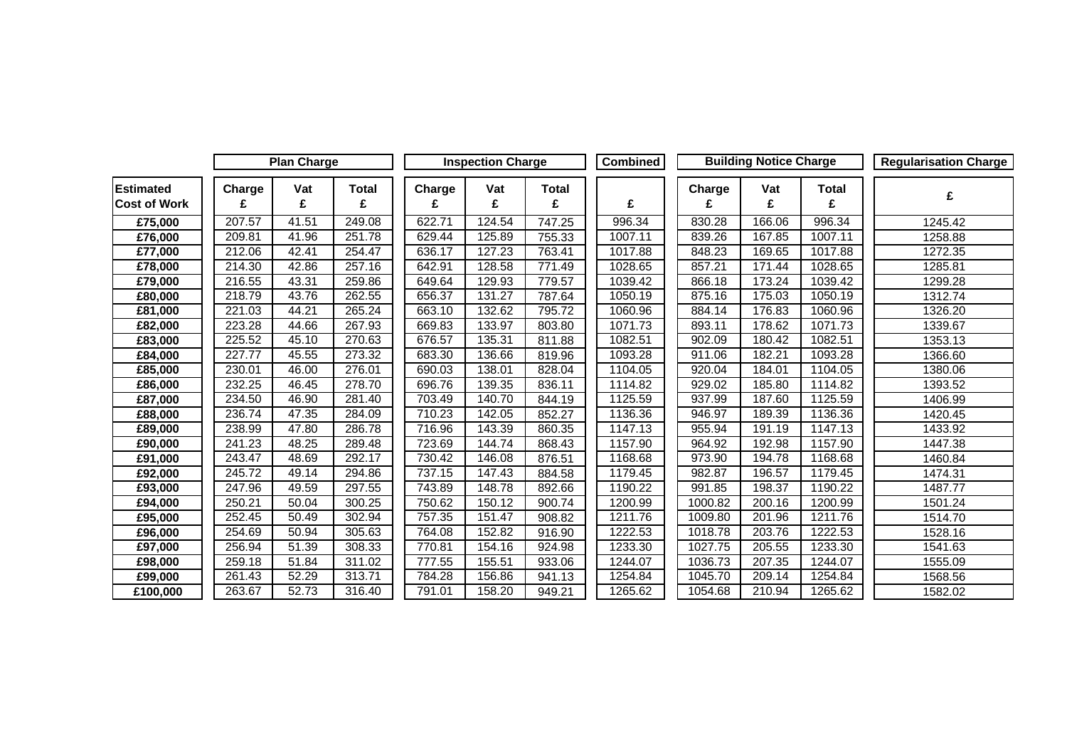| Estimated Cost of Work | Plan Charge | | | Inspection Charge | | | Combined | Building Notice Charge | | | Regularisation Charge |
|---|---|---|---|---|---|---|---|---|---|---|---|
| | Charge £ | Vat £ | Total £ | Charge £ | Vat £ | Total £ | £ | Charge £ | Vat £ | Total £ | £ |
| £75,000 | 207.57 | 41.51 | 249.08 | 622.71 | 124.54 | 747.25 | 996.34 | 830.28 | 166.06 | 996.34 | 1245.42 |
| £76,000 | 209.81 | 41.96 | 251.78 | 629.44 | 125.89 | 755.33 | 1007.11 | 839.26 | 167.85 | 1007.11 | 1258.88 |
| £77,000 | 212.06 | 42.41 | 254.47 | 636.17 | 127.23 | 763.41 | 1017.88 | 848.23 | 169.65 | 1017.88 | 1272.35 |
| £78,000 | 214.30 | 42.86 | 257.16 | 642.91 | 128.58 | 771.49 | 1028.65 | 857.21 | 171.44 | 1028.65 | 1285.81 |
| £79,000 | 216.55 | 43.31 | 259.86 | 649.64 | 129.93 | 779.57 | 1039.42 | 866.18 | 173.24 | 1039.42 | 1299.28 |
| £80,000 | 218.79 | 43.76 | 262.55 | 656.37 | 131.27 | 787.64 | 1050.19 | 875.16 | 175.03 | 1050.19 | 1312.74 |
| £81,000 | 221.03 | 44.21 | 265.24 | 663.10 | 132.62 | 795.72 | 1060.96 | 884.14 | 176.83 | 1060.96 | 1326.20 |
| £82,000 | 223.28 | 44.66 | 267.93 | 669.83 | 133.97 | 803.80 | 1071.73 | 893.11 | 178.62 | 1071.73 | 1339.67 |
| £83,000 | 225.52 | 45.10 | 270.63 | 676.57 | 135.31 | 811.88 | 1082.51 | 902.09 | 180.42 | 1082.51 | 1353.13 |
| £84,000 | 227.77 | 45.55 | 273.32 | 683.30 | 136.66 | 819.96 | 1093.28 | 911.06 | 182.21 | 1093.28 | 1366.60 |
| £85,000 | 230.01 | 46.00 | 276.01 | 690.03 | 138.01 | 828.04 | 1104.05 | 920.04 | 184.01 | 1104.05 | 1380.06 |
| £86,000 | 232.25 | 46.45 | 278.70 | 696.76 | 139.35 | 836.11 | 1114.82 | 929.02 | 185.80 | 1114.82 | 1393.52 |
| £87,000 | 234.50 | 46.90 | 281.40 | 703.49 | 140.70 | 844.19 | 1125.59 | 937.99 | 187.60 | 1125.59 | 1406.99 |
| £88,000 | 236.74 | 47.35 | 284.09 | 710.23 | 142.05 | 852.27 | 1136.36 | 946.97 | 189.39 | 1136.36 | 1420.45 |
| £89,000 | 238.99 | 47.80 | 286.78 | 716.96 | 143.39 | 860.35 | 1147.13 | 955.94 | 191.19 | 1147.13 | 1433.92 |
| £90,000 | 241.23 | 48.25 | 289.48 | 723.69 | 144.74 | 868.43 | 1157.90 | 964.92 | 192.98 | 1157.90 | 1447.38 |
| £91,000 | 243.47 | 48.69 | 292.17 | 730.42 | 146.08 | 876.51 | 1168.68 | 973.90 | 194.78 | 1168.68 | 1460.84 |
| £92,000 | 245.72 | 49.14 | 294.86 | 737.15 | 147.43 | 884.58 | 1179.45 | 982.87 | 196.57 | 1179.45 | 1474.31 |
| £93,000 | 247.96 | 49.59 | 297.55 | 743.89 | 148.78 | 892.66 | 1190.22 | 991.85 | 198.37 | 1190.22 | 1487.77 |
| £94,000 | 250.21 | 50.04 | 300.25 | 750.62 | 150.12 | 900.74 | 1200.99 | 1000.82 | 200.16 | 1200.99 | 1501.24 |
| £95,000 | 252.45 | 50.49 | 302.94 | 757.35 | 151.47 | 908.82 | 1211.76 | 1009.80 | 201.96 | 1211.76 | 1514.70 |
| £96,000 | 254.69 | 50.94 | 305.63 | 764.08 | 152.82 | 916.90 | 1222.53 | 1018.78 | 203.76 | 1222.53 | 1528.16 |
| £97,000 | 256.94 | 51.39 | 308.33 | 770.81 | 154.16 | 924.98 | 1233.30 | 1027.75 | 205.55 | 1233.30 | 1541.63 |
| £98,000 | 259.18 | 51.84 | 311.02 | 777.55 | 155.51 | 933.06 | 1244.07 | 1036.73 | 207.35 | 1244.07 | 1555.09 |
| £99,000 | 261.43 | 52.29 | 313.71 | 784.28 | 156.86 | 941.13 | 1254.84 | 1045.70 | 209.14 | 1254.84 | 1568.56 |
| £100,000 | 263.67 | 52.73 | 316.40 | 791.01 | 158.20 | 949.21 | 1265.62 | 1054.68 | 210.94 | 1265.62 | 1582.02 |